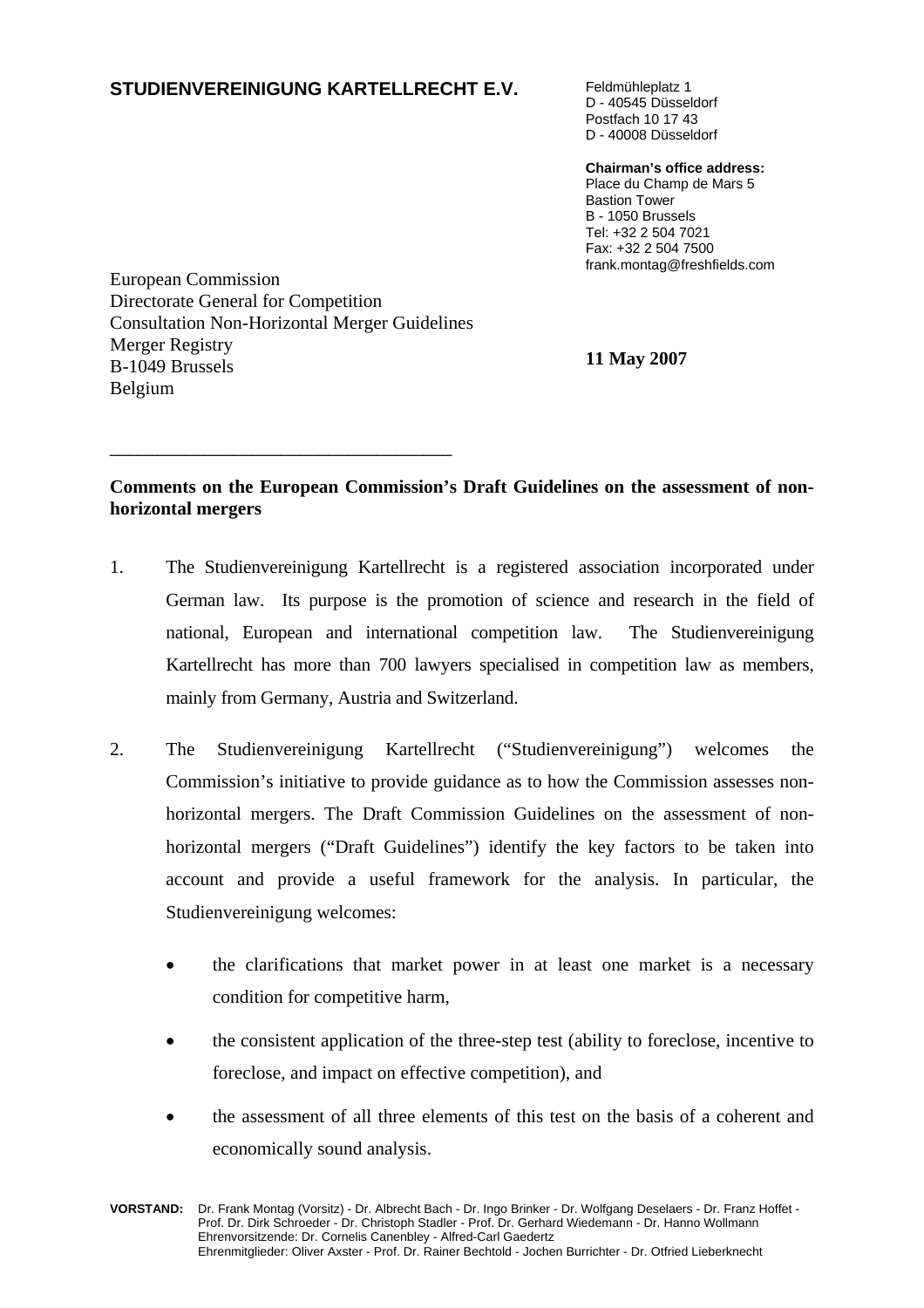**STUDIENVEREINIGUNG KARTELLRECHT E.V.**

Feldmühleplatz 1
D - 40545 Düsseldorf
Postfach 10 17 43
D - 40008 Düsseldorf

**Chairman's office address:**
Place du Champ de Mars 5
Bastion Tower
B - 1050 Brussels
Tel: +32 2 504 7021
Fax: +32 2 504 7500
frank.montag@freshfields.com

European Commission
Directorate General for Competition
Consultation Non-Horizontal Merger Guidelines
Merger Registry
B-1049 Brussels
Belgium

**11 May 2007**

---

**Comments on the European Commission's Draft Guidelines on the assessment of non-horizontal mergers**

1. The Studienvereinigung Kartellrecht is a registered association incorporated under German law. Its purpose is the promotion of science and research in the field of national, European and international competition law. The Studienvereinigung Kartellrecht has more than 700 lawyers specialised in competition law as members, mainly from Germany, Austria and Switzerland.

2. The Studienvereinigung Kartellrecht ("Studienvereinigung") welcomes the Commission's initiative to provide guidance as to how the Commission assesses non-horizontal mergers. The Draft Commission Guidelines on the assessment of non-horizontal mergers ("Draft Guidelines") identify the key factors to be taken into account and provide a useful framework for the analysis. In particular, the Studienvereinigung welcomes:

   - the clarifications that market power in at least one market is a necessary condition for competitive harm,
   - the consistent application of the three-step test (ability to foreclose, incentive to foreclose, and impact on effective competition), and
   - the assessment of all three elements of this test on the basis of a coherent and economically sound analysis.

**VORSTAND:** Dr. Frank Montag (Vorsitz) - Dr. Albrecht Bach - Dr. Ingo Brinker - Dr. Wolfgang Deselaers - Dr. Franz Hoffet - Prof. Dr. Dirk Schroeder - Dr. Christoph Stadler - Prof. Dr. Gerhard Wiedemann - Dr. Hanno Wollmann
Ehrenvorsitzende: Dr. Cornelis Canenbley - Alfred-Carl Gaedertz
Ehrenmitglieder: Oliver Axster - Prof. Dr. Rainer Bechtold - Jochen Burrichter - Dr. Otfried Lieberknecht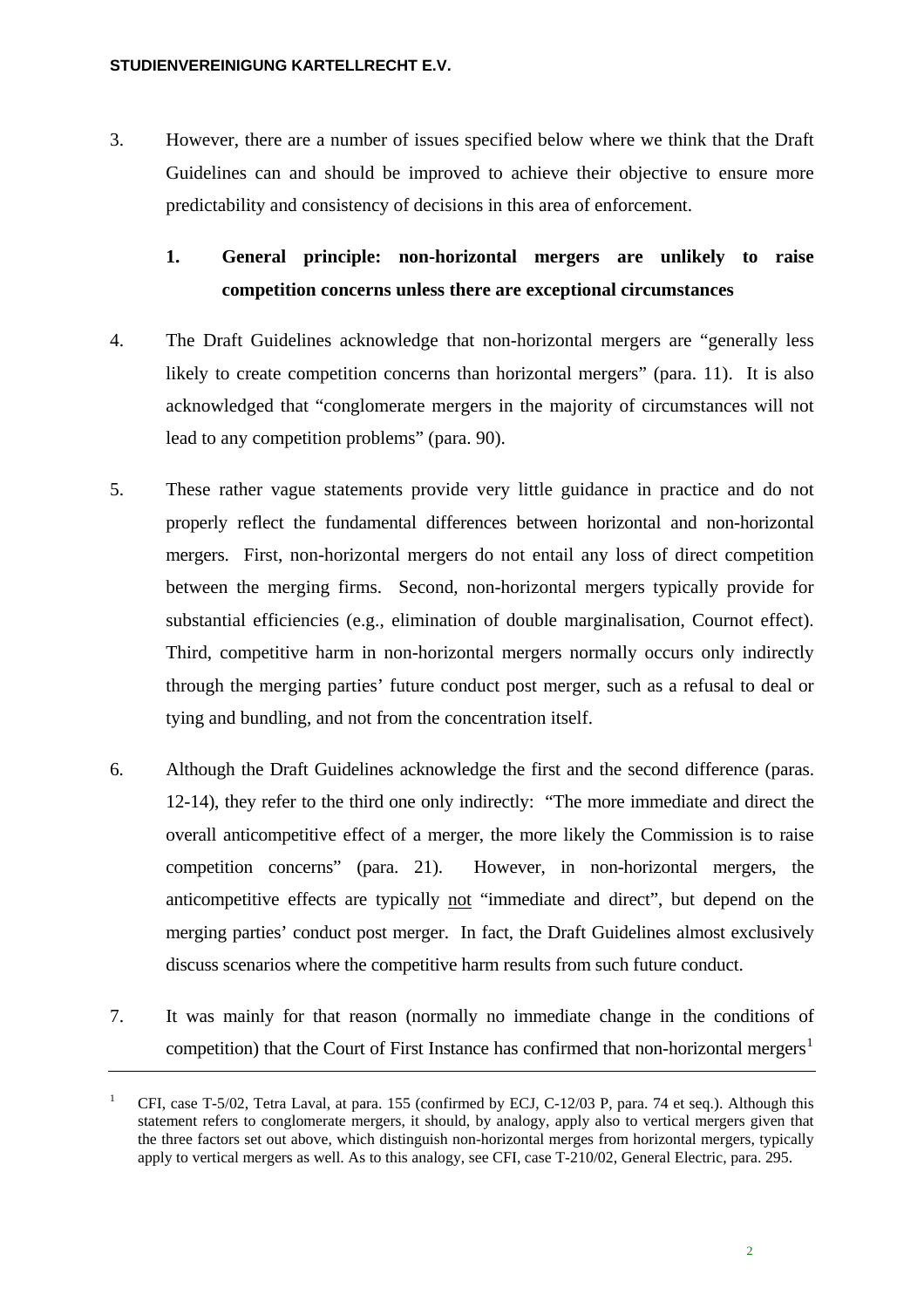3. However, there are a number of issues specified below where we think that the Draft Guidelines can and should be improved to achieve their objective to ensure more predictability and consistency of decisions in this area of enforcement.

## 1. General principle: non-horizontal mergers are unlikely to raise competition concerns unless there are exceptional circumstances

4. The Draft Guidelines acknowledge that non-horizontal mergers are "generally less likely to create competition concerns than horizontal mergers" (para. 11). It is also acknowledged that "conglomerate mergers in the majority of circumstances will not lead to any competition problems" (para. 90).

5. These rather vague statements provide very little guidance in practice and do not properly reflect the fundamental differences between horizontal and non-horizontal mergers. First, non-horizontal mergers do not entail any loss of direct competition between the merging firms. Second, non-horizontal mergers typically provide for substantial efficiencies (e.g., elimination of double marginalisation, Cournot effect). Third, competitive harm in non-horizontal mergers normally occurs only indirectly through the merging parties' future conduct post merger, such as a refusal to deal or tying and bundling, and not from the concentration itself.

6. Although the Draft Guidelines acknowledge the first and the second difference (paras. 12-14), they refer to the third one only indirectly: "The more immediate and direct the overall anticompetitive effect of a merger, the more likely the Commission is to raise competition concerns" (para. 21). However, in non-horizontal mergers, the anticompetitive effects are typically not "immediate and direct", but depend on the merging parties' conduct post merger. In fact, the Draft Guidelines almost exclusively discuss scenarios where the competitive harm results from such future conduct.

7. It was mainly for that reason (normally no immediate change in the conditions of competition) that the Court of First Instance has confirmed that non-horizontal mergers[1]

---

[1] CFI, case T-5/02, Tetra Laval, at para. 155 (confirmed by ECJ, C-12/03 P, para. 74 et seq.). Although this statement refers to conglomerate mergers, it should, by analogy, apply also to vertical mergers given that the three factors set out above, which distinguish non-horizontal merges from horizontal mergers, typically apply to vertical mergers as well. As to this analogy, see CFI, case T-210/02, General Electric, para. 295.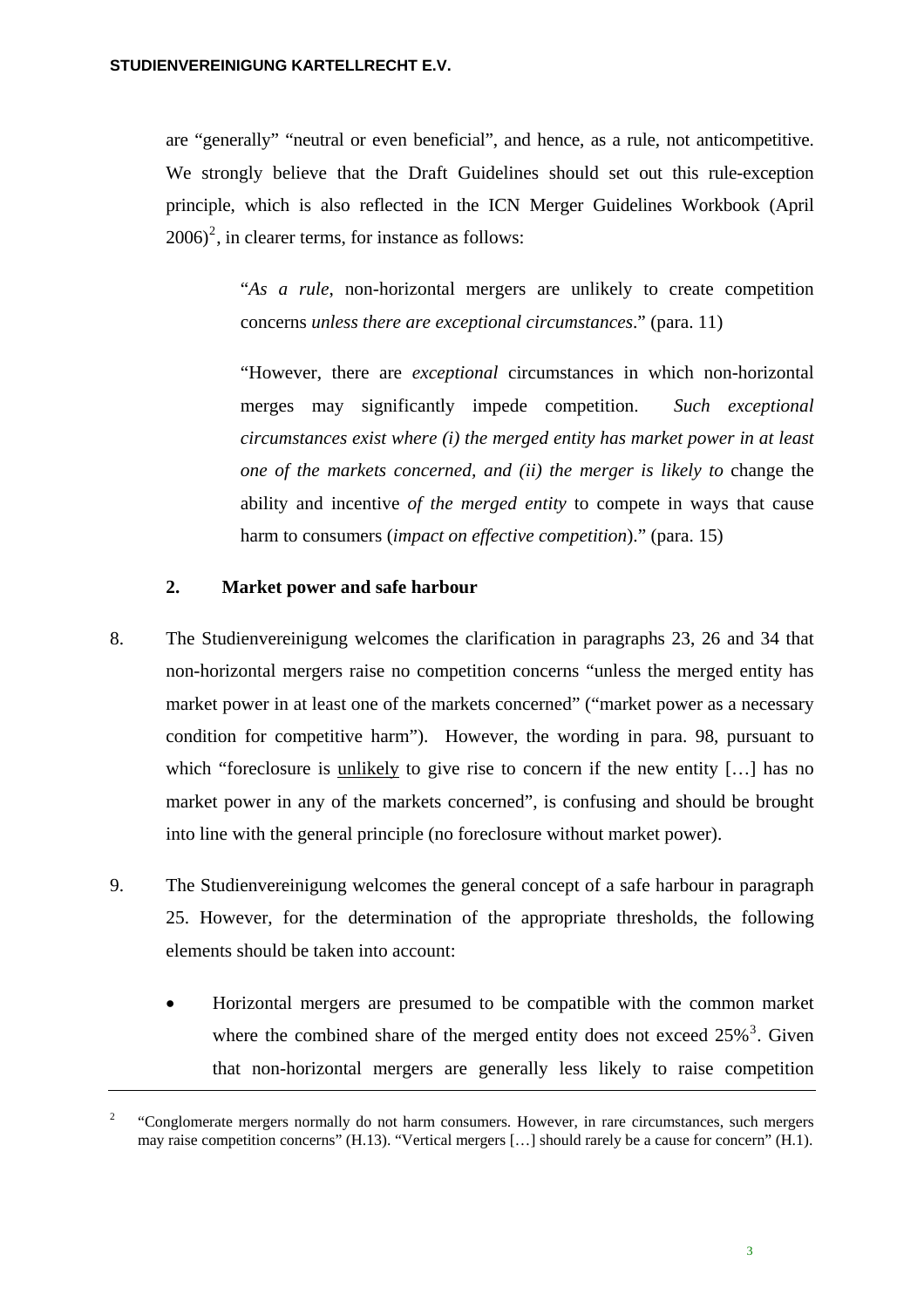are "generally" "neutral or even beneficial", and hence, as a rule, not anticompetitive. We strongly believe that the Draft Guidelines should set out this rule-exception principle, which is also reflected in the ICN Merger Guidelines Workbook (April 2006)[2], in clearer terms, for instance as follows:

> "*As a rule*, non-horizontal mergers are unlikely to create competition concerns *unless there are exceptional circumstances*." (para. 11)
>
> "However, there are *exceptional* circumstances in which non-horizontal merges may significantly impede competition. *Such exceptional circumstances exist where (i) the merged entity has market power in at least one of the markets concerned, and (ii) the merger is likely to* change the ability and incentive *of the merged entity* to compete in ways that cause harm to consumers (*impact on effective competition*)." (para. 15)

### 2. Market power and safe harbour

8. The Studienvereinigung welcomes the clarification in paragraphs 23, 26 and 34 that non-horizontal mergers raise no competition concerns "unless the merged entity has market power in at least one of the markets concerned" ("market power as a necessary condition for competitive harm"). However, the wording in para. 98, pursuant to which "foreclosure is <u>unlikely</u> to give rise to concern if the new entity […] has no market power in any of the markets concerned", is confusing and should be brought into line with the general principle (no foreclosure without market power).

9. The Studienvereinigung welcomes the general concept of a safe harbour in paragraph 25. However, for the determination of the appropriate thresholds, the following elements should be taken into account:

   - Horizontal mergers are presumed to be compatible with the common market where the combined share of the merged entity does not exceed 25%[3]. Given that non-horizontal mergers are generally less likely to raise competition

---

[2] "Conglomerate mergers normally do not harm consumers. However, in rare circumstances, such mergers may raise competition concerns" (H.13). "Vertical mergers […] should rarely be a cause for concern" (H.1).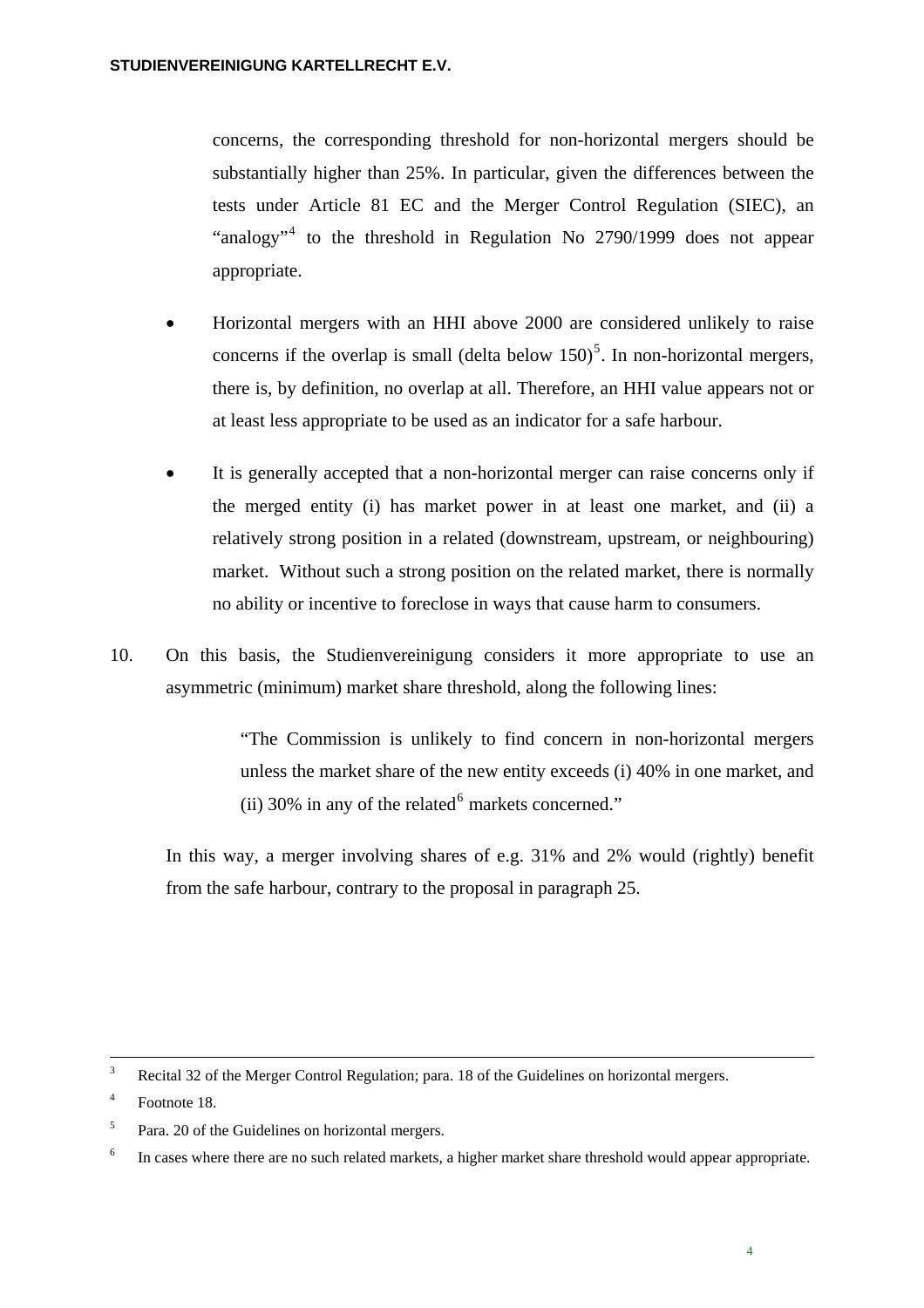concerns, the corresponding threshold for non-horizontal mergers should be substantially higher than 25%. In particular, given the differences between the tests under Article 81 EC and the Merger Control Regulation (SIEC), an "analogy"[4] to the threshold in Regulation No 2790/1999 does not appear appropriate.

- Horizontal mergers with an HHI above 2000 are considered unlikely to raise concerns if the overlap is small (delta below 150)[5]. In non-horizontal mergers, there is, by definition, no overlap at all. Therefore, an HHI value appears not or at least less appropriate to be used as an indicator for a safe harbour.

- It is generally accepted that a non-horizontal merger can raise concerns only if the merged entity (i) has market power in at least one market, and (ii) a relatively strong position in a related (downstream, upstream, or neighbouring) market. Without such a strong position on the related market, there is normally no ability or incentive to foreclose in ways that cause harm to consumers.

10. On this basis, the Studienvereinigung considers it more appropriate to use an asymmetric (minimum) market share threshold, along the following lines:

> "The Commission is unlikely to find concern in non-horizontal mergers unless the market share of the new entity exceeds (i) 40% in one market, and (ii) 30% in any of the related[6] markets concerned."

In this way, a merger involving shares of e.g. 31% and 2% would (rightly) benefit from the safe harbour, contrary to the proposal in paragraph 25.

---

[3] Recital 32 of the Merger Control Regulation; para. 18 of the Guidelines on horizontal mergers.

[4] Footnote 18.

[5] Para. 20 of the Guidelines on horizontal mergers.

[6] In cases where there are no such related markets, a higher market share threshold would appear appropriate.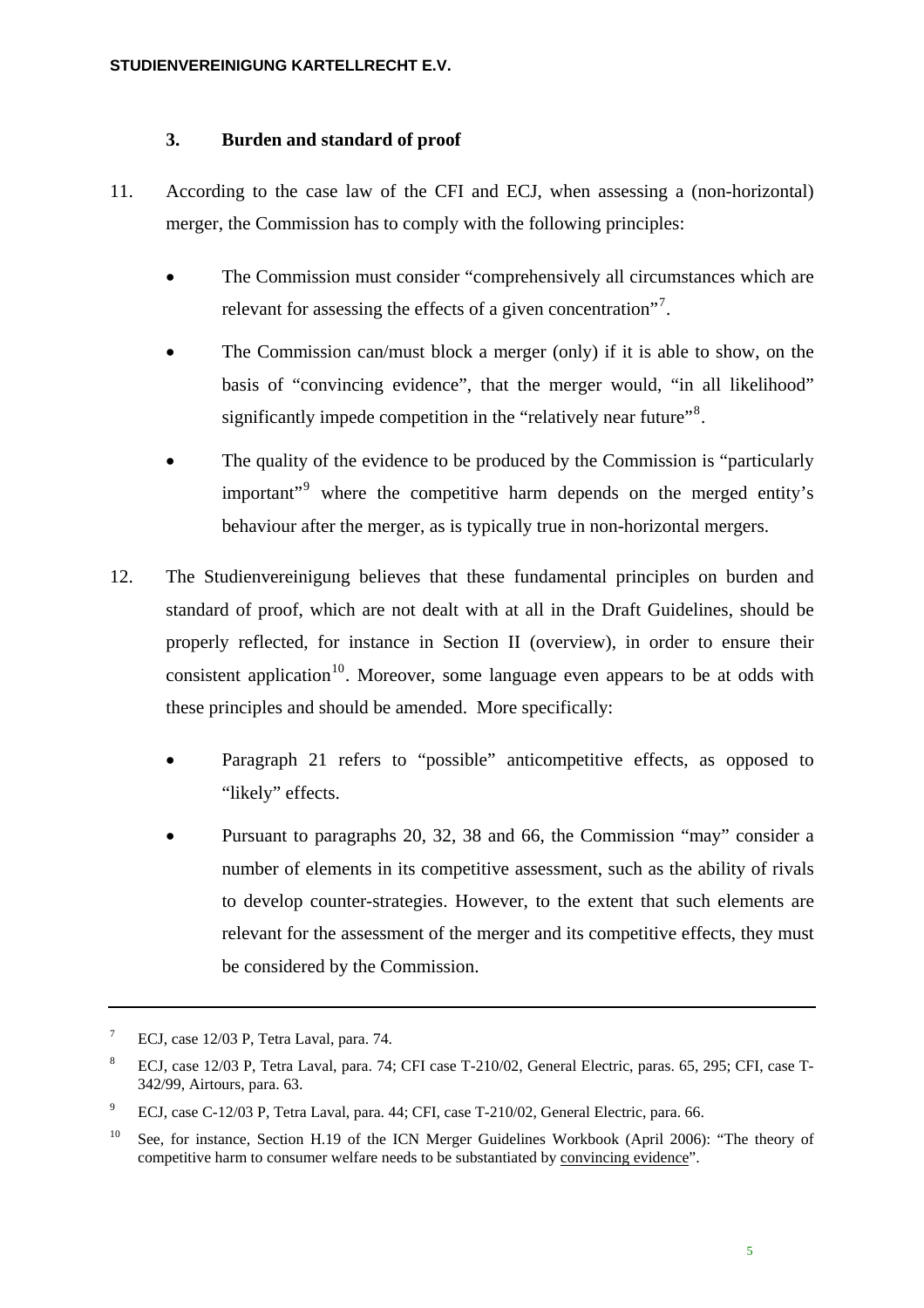### 3. Burden and standard of proof

11. According to the case law of the CFI and ECJ, when assessing a (non-horizontal) merger, the Commission has to comply with the following principles:

    - The Commission must consider "comprehensively all circumstances which are relevant for assessing the effects of a given concentration"[7].
    - The Commission can/must block a merger (only) if it is able to show, on the basis of "convincing evidence", that the merger would, "in all likelihood" significantly impede competition in the "relatively near future"[8].
    - The quality of the evidence to be produced by the Commission is "particularly important"[9] where the competitive harm depends on the merged entity's behaviour after the merger, as is typically true in non-horizontal mergers.

12. The Studienvereinigung believes that these fundamental principles on burden and standard of proof, which are not dealt with at all in the Draft Guidelines, should be properly reflected, for instance in Section II (overview), in order to ensure their consistent application[10]. Moreover, some language even appears to be at odds with these principles and should be amended. More specifically:

    - Paragraph 21 refers to "possible" anticompetitive effects, as opposed to "likely" effects.
    - Pursuant to paragraphs 20, 32, 38 and 66, the Commission "may" consider a number of elements in its competitive assessment, such as the ability of rivals to develop counter-strategies. However, to the extent that such elements are relevant for the assessment of the merger and its competitive effects, they must be considered by the Commission.

---

[7] ECJ, case 12/03 P, Tetra Laval, para. 74.

[8] ECJ, case 12/03 P, Tetra Laval, para. 74; CFI case T-210/02, General Electric, paras. 65, 295; CFI, case T-342/99, Airtours, para. 63.

[9] ECJ, case C-12/03 P, Tetra Laval, para. 44; CFI, case T-210/02, General Electric, para. 66.

[10] See, for instance, Section H.19 of the ICN Merger Guidelines Workbook (April 2006): "The theory of competitive harm to consumer welfare needs to be substantiated by convincing evidence".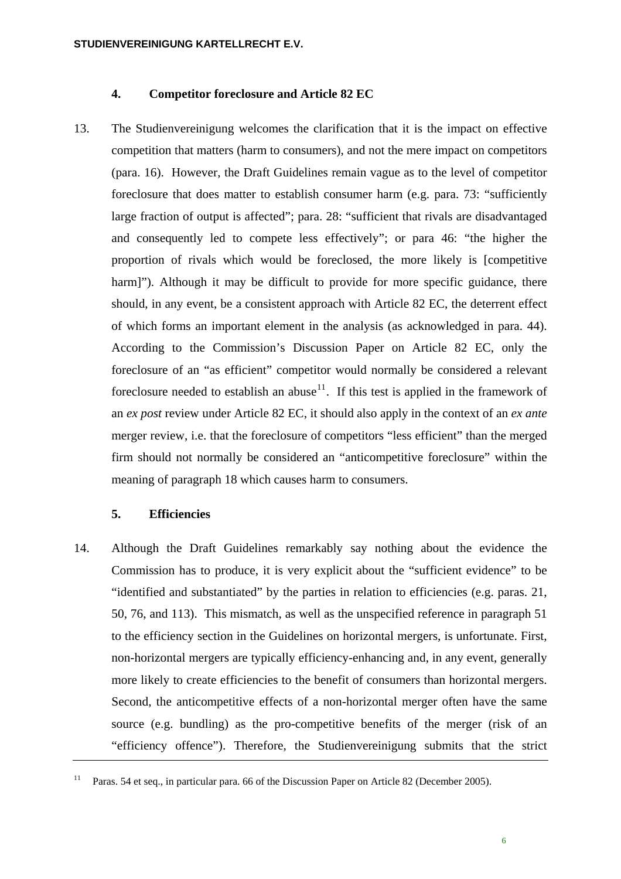## 4. Competitor foreclosure and Article 82 EC

13. The Studienvereinigung welcomes the clarification that it is the impact on effective competition that matters (harm to consumers), and not the mere impact on competitors (para. 16). However, the Draft Guidelines remain vague as to the level of competitor foreclosure that does matter to establish consumer harm (e.g. para. 73: "sufficiently large fraction of output is affected"; para. 28: "sufficient that rivals are disadvantaged and consequently led to compete less effectively"; or para 46: "the higher the proportion of rivals which would be foreclosed, the more likely is [competitive harm]"). Although it may be difficult to provide for more specific guidance, there should, in any event, be a consistent approach with Article 82 EC, the deterrent effect of which forms an important element in the analysis (as acknowledged in para. 44). According to the Commission's Discussion Paper on Article 82 EC, only the foreclosure of an "as efficient" competitor would normally be considered a relevant foreclosure needed to establish an abuse[11]. If this test is applied in the framework of an *ex post* review under Article 82 EC, it should also apply in the context of an *ex ante* merger review, i.e. that the foreclosure of competitors "less efficient" than the merged firm should not normally be considered an "anticompetitive foreclosure" within the meaning of paragraph 18 which causes harm to consumers.

## 5. Efficiencies

14. Although the Draft Guidelines remarkably say nothing about the evidence the Commission has to produce, it is very explicit about the "sufficient evidence" to be "identified and substantiated" by the parties in relation to efficiencies (e.g. paras. 21, 50, 76, and 113). This mismatch, as well as the unspecified reference in paragraph 51 to the efficiency section in the Guidelines on horizontal mergers, is unfortunate. First, non-horizontal mergers are typically efficiency-enhancing and, in any event, generally more likely to create efficiencies to the benefit of consumers than horizontal mergers. Second, the anticompetitive effects of a non-horizontal merger often have the same source (e.g. bundling) as the pro-competitive benefits of the merger (risk of an "efficiency offence"). Therefore, the Studienvereinigung submits that the strict

---

[11] Paras. 54 et seq., in particular para. 66 of the Discussion Paper on Article 82 (December 2005).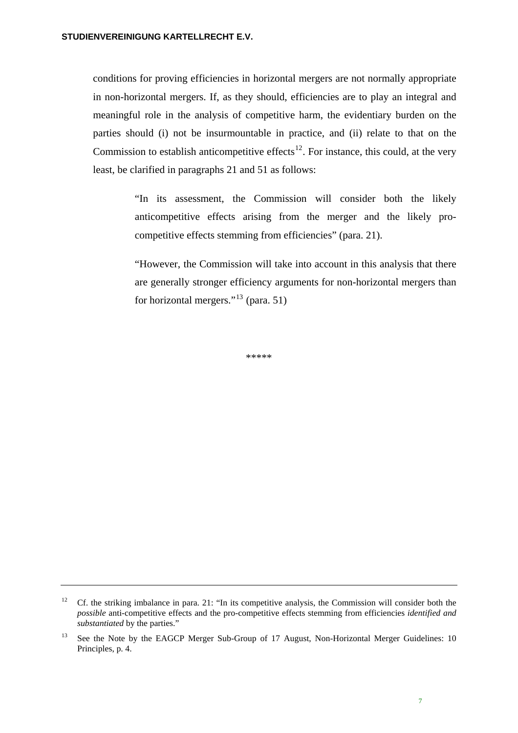conditions for proving efficiencies in horizontal mergers are not normally appropriate in non-horizontal mergers. If, as they should, efficiencies are to play an integral and meaningful role in the analysis of competitive harm, the evidentiary burden on the parties should (i) not be insurmountable in practice, and (ii) relate to that on the Commission to establish anticompetitive effects[12]. For instance, this could, at the very least, be clarified in paragraphs 21 and 51 as follows:

> "In its assessment, the Commission will consider both the likely anticompetitive effects arising from the merger and the likely pro-competitive effects stemming from efficiencies" (para. 21).
>
> "However, the Commission will take into account in this analysis that there are generally stronger efficiency arguments for non-horizontal mergers than for horizontal mergers."[13] (para. 51)

\*\*\*\*\*

---

[12] Cf. the striking imbalance in para. 21: "In its competitive analysis, the Commission will consider both the *possible* anti-competitive effects and the pro-competitive effects stemming from efficiencies *identified and substantiated* by the parties."

[13] See the Note by the EAGCP Merger Sub-Group of 17 August, Non-Horizontal Merger Guidelines: 10 Principles, p. 4.